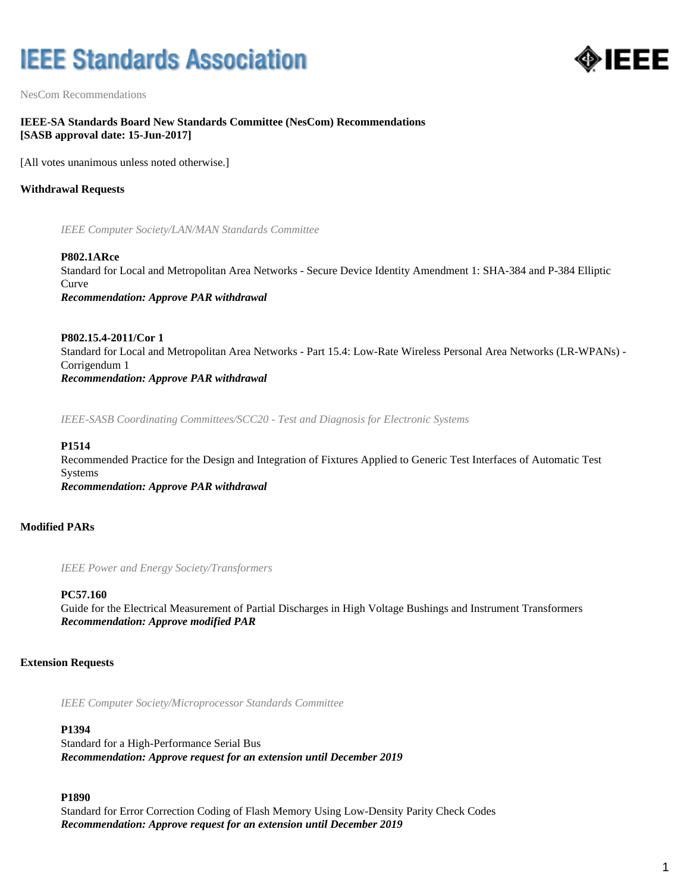# IEEE Standards Association

NesCom Recommendations

**IEEE-SA Standards Board New Standards Committee (NesCom) Recommendations**
**[SASB approval date: 15-Jun-2017]**

[All votes unanimous unless noted otherwise.]

## Withdrawal Requests

*IEEE Computer Society/LAN/MAN Standards Committee*

**P802.1ARce**
Standard for Local and Metropolitan Area Networks - Secure Device Identity Amendment 1: SHA-384 and P-384 Elliptic Curve
***Recommendation: Approve PAR withdrawal***

**P802.15.4-2011/Cor 1**
Standard for Local and Metropolitan Area Networks - Part 15.4: Low-Rate Wireless Personal Area Networks (LR-WPANs) - Corrigendum 1
***Recommendation: Approve PAR withdrawal***

*IEEE-SASB Coordinating Committees/SCC20 - Test and Diagnosis for Electronic Systems*

**P1514**
Recommended Practice for the Design and Integration of Fixtures Applied to Generic Test Interfaces of Automatic Test Systems
***Recommendation: Approve PAR withdrawal***

## Modified PARs

*IEEE Power and Energy Society/Transformers*

**PC57.160**
Guide for the Electrical Measurement of Partial Discharges in High Voltage Bushings and Instrument Transformers
***Recommendation: Approve modified PAR***

## Extension Requests

*IEEE Computer Society/Microprocessor Standards Committee*

**P1394**
Standard for a High-Performance Serial Bus
***Recommendation: Approve request for an extension until December 2019***

**P1890**
Standard for Error Correction Coding of Flash Memory Using Low-Density Parity Check Codes
***Recommendation: Approve request for an extension until December 2019***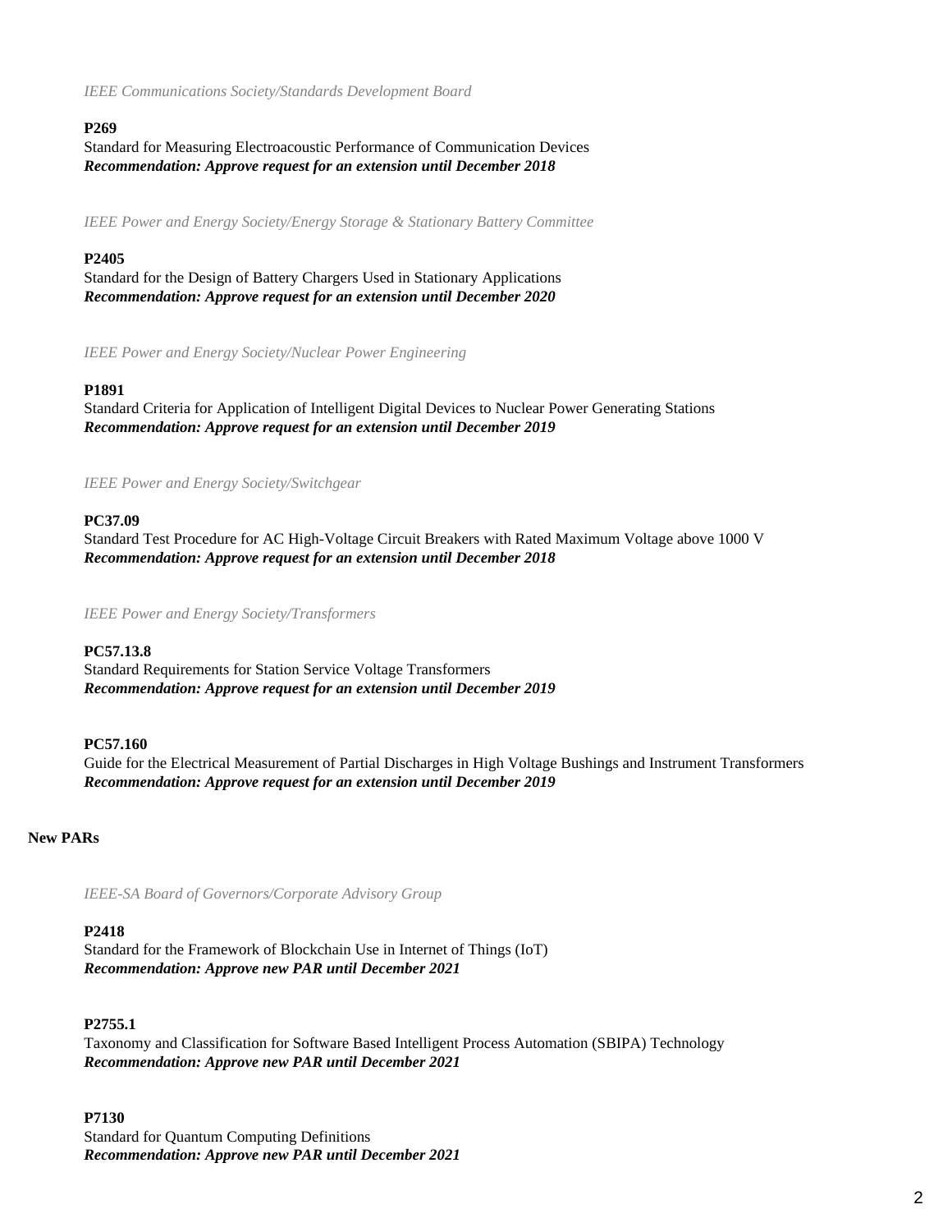*IEEE Communications Society/Standards Development Board*

**P269**
Standard for Measuring Electroacoustic Performance of Communication Devices
***Recommendation: Approve request for an extension until December 2018***

*IEEE Power and Energy Society/Energy Storage & Stationary Battery Committee*

**P2405**
Standard for the Design of Battery Chargers Used in Stationary Applications
***Recommendation: Approve request for an extension until December 2020***

*IEEE Power and Energy Society/Nuclear Power Engineering*

**P1891**
Standard Criteria for Application of Intelligent Digital Devices to Nuclear Power Generating Stations
***Recommendation: Approve request for an extension until December 2019***

*IEEE Power and Energy Society/Switchgear*

**PC37.09**
Standard Test Procedure for AC High-Voltage Circuit Breakers with Rated Maximum Voltage above 1000 V
***Recommendation: Approve request for an extension until December 2018***

*IEEE Power and Energy Society/Transformers*

**PC57.13.8**
Standard Requirements for Station Service Voltage Transformers
***Recommendation: Approve request for an extension until December 2019***

**PC57.160**
Guide for the Electrical Measurement of Partial Discharges in High Voltage Bushings and Instrument Transformers
***Recommendation: Approve request for an extension until December 2019***

**New PARs**

*IEEE-SA Board of Governors/Corporate Advisory Group*

**P2418**
Standard for the Framework of Blockchain Use in Internet of Things (IoT)
***Recommendation: Approve new PAR until December 2021***

**P2755.1**
Taxonomy and Classification for Software Based Intelligent Process Automation (SBIPA) Technology
***Recommendation: Approve new PAR until December 2021***

**P7130**
Standard for Quantum Computing Definitions
***Recommendation: Approve new PAR until December 2021***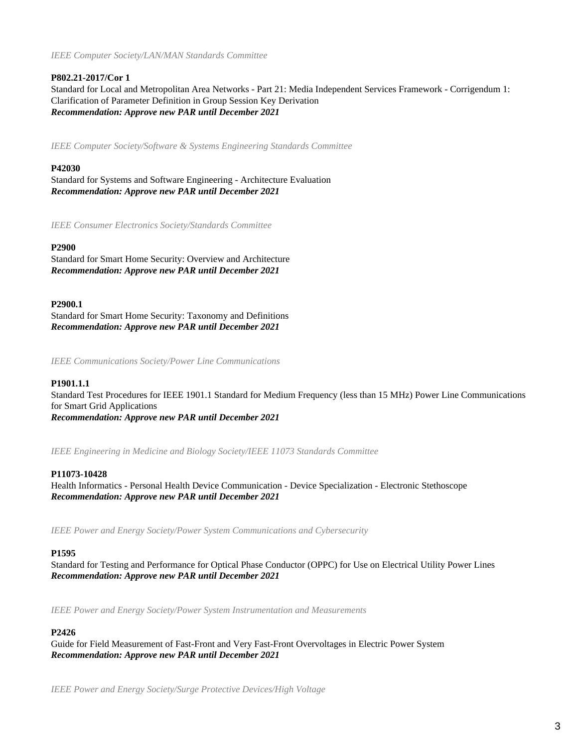*IEEE Computer Society/LAN/MAN Standards Committee*

**P802.21-2017/Cor 1**
Standard for Local and Metropolitan Area Networks - Part 21: Media Independent Services Framework - Corrigendum 1: Clarification of Parameter Definition in Group Session Key Derivation
***Recommendation: Approve new PAR until December 2021***

*IEEE Computer Society/Software & Systems Engineering Standards Committee*

**P42030**
Standard for Systems and Software Engineering - Architecture Evaluation
***Recommendation: Approve new PAR until December 2021***

*IEEE Consumer Electronics Society/Standards Committee*

**P2900**
Standard for Smart Home Security: Overview and Architecture
***Recommendation: Approve new PAR until December 2021***

**P2900.1**
Standard for Smart Home Security: Taxonomy and Definitions
***Recommendation: Approve new PAR until December 2021***

*IEEE Communications Society/Power Line Communications*

**P1901.1.1**
Standard Test Procedures for IEEE 1901.1 Standard for Medium Frequency (less than 15 MHz) Power Line Communications for Smart Grid Applications
***Recommendation: Approve new PAR until December 2021***

*IEEE Engineering in Medicine and Biology Society/IEEE 11073 Standards Committee*

**P11073-10428**
Health Informatics - Personal Health Device Communication - Device Specialization - Electronic Stethoscope
***Recommendation: Approve new PAR until December 2021***

*IEEE Power and Energy Society/Power System Communications and Cybersecurity*

**P1595**
Standard for Testing and Performance for Optical Phase Conductor (OPPC) for Use on Electrical Utility Power Lines
***Recommendation: Approve new PAR until December 2021***

*IEEE Power and Energy Society/Power System Instrumentation and Measurements*

**P2426**
Guide for Field Measurement of Fast-Front and Very Fast-Front Overvoltages in Electric Power System
***Recommendation: Approve new PAR until December 2021***

*IEEE Power and Energy Society/Surge Protective Devices/High Voltage*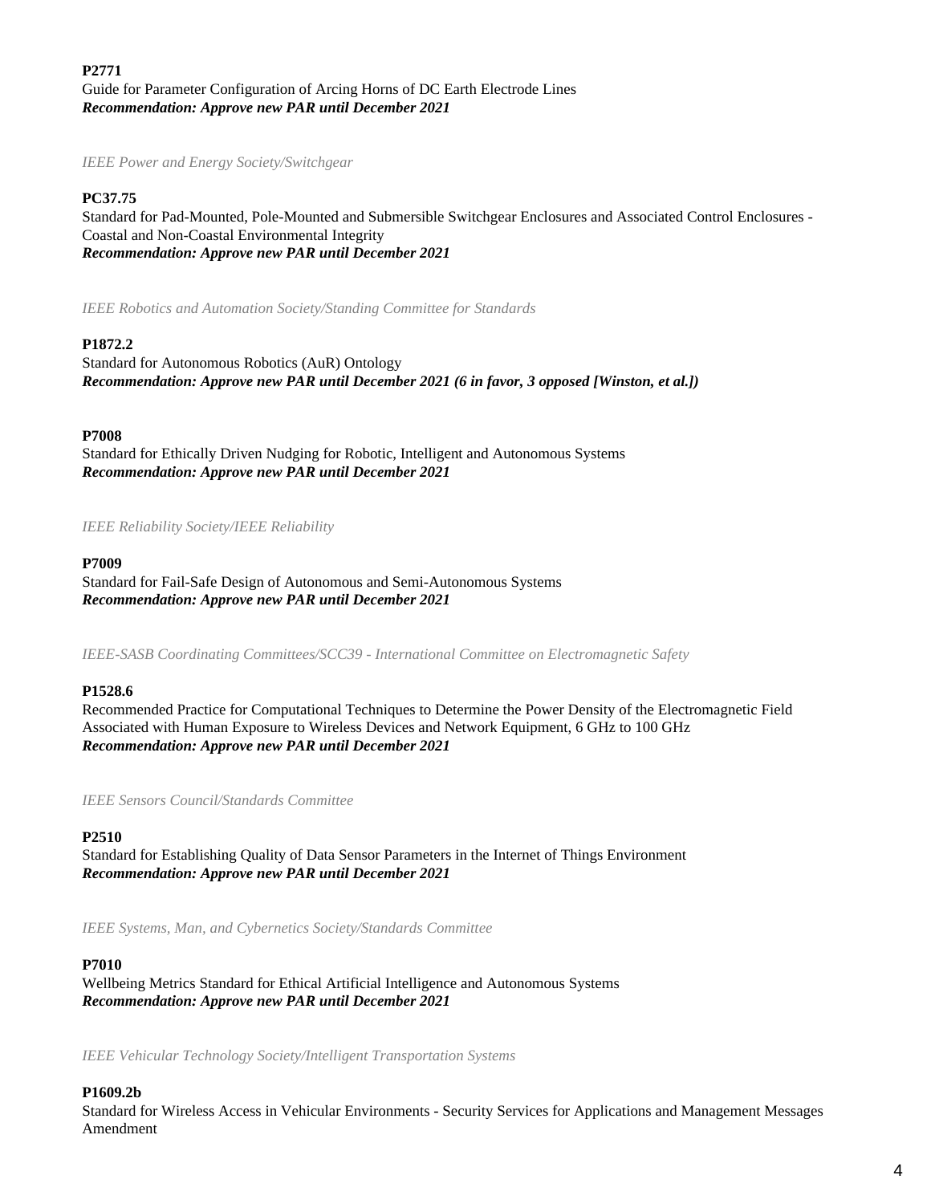**P2771**
Guide for Parameter Configuration of Arcing Horns of DC Earth Electrode Lines
***Recommendation: Approve new PAR until December 2021***

*IEEE Power and Energy Society/Switchgear*

**PC37.75**
Standard for Pad-Mounted, Pole-Mounted and Submersible Switchgear Enclosures and Associated Control Enclosures - Coastal and Non-Coastal Environmental Integrity
***Recommendation: Approve new PAR until December 2021***

*IEEE Robotics and Automation Society/Standing Committee for Standards*

**P1872.2**
Standard for Autonomous Robotics (AuR) Ontology
***Recommendation: Approve new PAR until December 2021 (6 in favor, 3 opposed [Winston, et al.])***

**P7008**
Standard for Ethically Driven Nudging for Robotic, Intelligent and Autonomous Systems
***Recommendation: Approve new PAR until December 2021***

*IEEE Reliability Society/IEEE Reliability*

**P7009**
Standard for Fail-Safe Design of Autonomous and Semi-Autonomous Systems
***Recommendation: Approve new PAR until December 2021***

*IEEE-SASB Coordinating Committees/SCC39 - International Committee on Electromagnetic Safety*

**P1528.6**
Recommended Practice for Computational Techniques to Determine the Power Density of the Electromagnetic Field Associated with Human Exposure to Wireless Devices and Network Equipment, 6 GHz to 100 GHz
***Recommendation: Approve new PAR until December 2021***

*IEEE Sensors Council/Standards Committee*

**P2510**
Standard for Establishing Quality of Data Sensor Parameters in the Internet of Things Environment
***Recommendation: Approve new PAR until December 2021***

*IEEE Systems, Man, and Cybernetics Society/Standards Committee*

**P7010**
Wellbeing Metrics Standard for Ethical Artificial Intelligence and Autonomous Systems
***Recommendation: Approve new PAR until December 2021***

*IEEE Vehicular Technology Society/Intelligent Transportation Systems*

**P1609.2b**
Standard for Wireless Access in Vehicular Environments - Security Services for Applications and Management Messages Amendment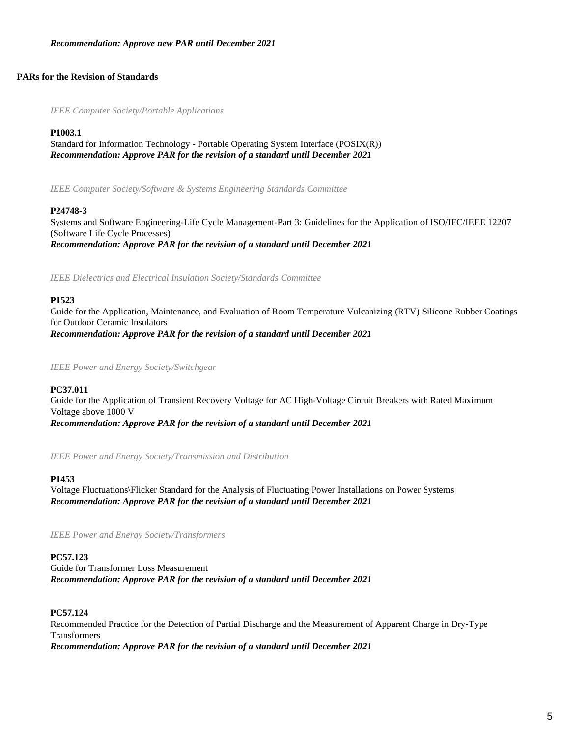***Recommendation: Approve new PAR until December 2021***

**PARs for the Revision of Standards**

*IEEE Computer Society/Portable Applications*

**P1003.1**
Standard for Information Technology - Portable Operating System Interface (POSIX(R))
***Recommendation: Approve PAR for the revision of a standard until December 2021***

*IEEE Computer Society/Software & Systems Engineering Standards Committee*

**P24748-3**
Systems and Software Engineering-Life Cycle Management-Part 3: Guidelines for the Application of ISO/IEC/IEEE 12207 (Software Life Cycle Processes)
***Recommendation: Approve PAR for the revision of a standard until December 2021***

*IEEE Dielectrics and Electrical Insulation Society/Standards Committee*

**P1523**
Guide for the Application, Maintenance, and Evaluation of Room Temperature Vulcanizing (RTV) Silicone Rubber Coatings for Outdoor Ceramic Insulators
***Recommendation: Approve PAR for the revision of a standard until December 2021***

*IEEE Power and Energy Society/Switchgear*

**PC37.011**
Guide for the Application of Transient Recovery Voltage for AC High-Voltage Circuit Breakers with Rated Maximum Voltage above 1000 V
***Recommendation: Approve PAR for the revision of a standard until December 2021***

*IEEE Power and Energy Society/Transmission and Distribution*

**P1453**
Voltage Fluctuations\Flicker Standard for the Analysis of Fluctuating Power Installations on Power Systems
***Recommendation: Approve PAR for the revision of a standard until December 2021***

*IEEE Power and Energy Society/Transformers*

**PC57.123**
Guide for Transformer Loss Measurement
***Recommendation: Approve PAR for the revision of a standard until December 2021***

**PC57.124**
Recommended Practice for the Detection of Partial Discharge and the Measurement of Apparent Charge in Dry-Type Transformers
***Recommendation: Approve PAR for the revision of a standard until December 2021***